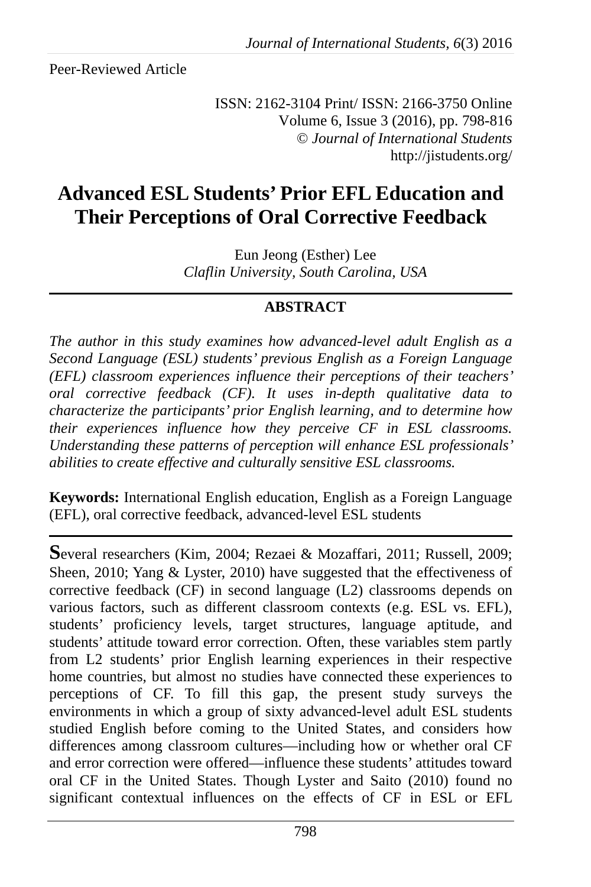Peer-Reviewed Article

ISSN: 2162-3104 Print/ ISSN: 2166-3750 Online
Volume 6, Issue 3 (2016), pp. 798-816
© *Journal of International Students*
http://jistudents.org/

# Advanced ESL Students' Prior EFL Education and Their Perceptions of Oral Corrective Feedback

Eun Jeong (Esther) Lee
*Claflin University, South Carolina, USA*

## ABSTRACT

*The author in this study examines how advanced-level adult English as a Second Language (ESL) students' previous English as a Foreign Language (EFL) classroom experiences influence their perceptions of their teachers' oral corrective feedback (CF). It uses in-depth qualitative data to characterize the participants' prior English learning, and to determine how their experiences influence how they perceive CF in ESL classrooms. Understanding these patterns of perception will enhance ESL professionals' abilities to create effective and culturally sensitive ESL classrooms.*

**Keywords:** International English education, English as a Foreign Language (EFL), oral corrective feedback, advanced-level ESL students

Several researchers (Kim, 2004; Rezaei & Mozaffari, 2011; Russell, 2009; Sheen, 2010; Yang & Lyster, 2010) have suggested that the effectiveness of corrective feedback (CF) in second language (L2) classrooms depends on various factors, such as different classroom contexts (e.g. ESL vs. EFL), students' proficiency levels, target structures, language aptitude, and students' attitude toward error correction. Often, these variables stem partly from L2 students' prior English learning experiences in their respective home countries, but almost no studies have connected these experiences to perceptions of CF. To fill this gap, the present study surveys the environments in which a group of sixty advanced-level adult ESL students studied English before coming to the United States, and considers how differences among classroom cultures—including how or whether oral CF and error correction were offered—influence these students' attitudes toward oral CF in the United States. Though Lyster and Saito (2010) found no significant contextual influences on the effects of CF in ESL or EFL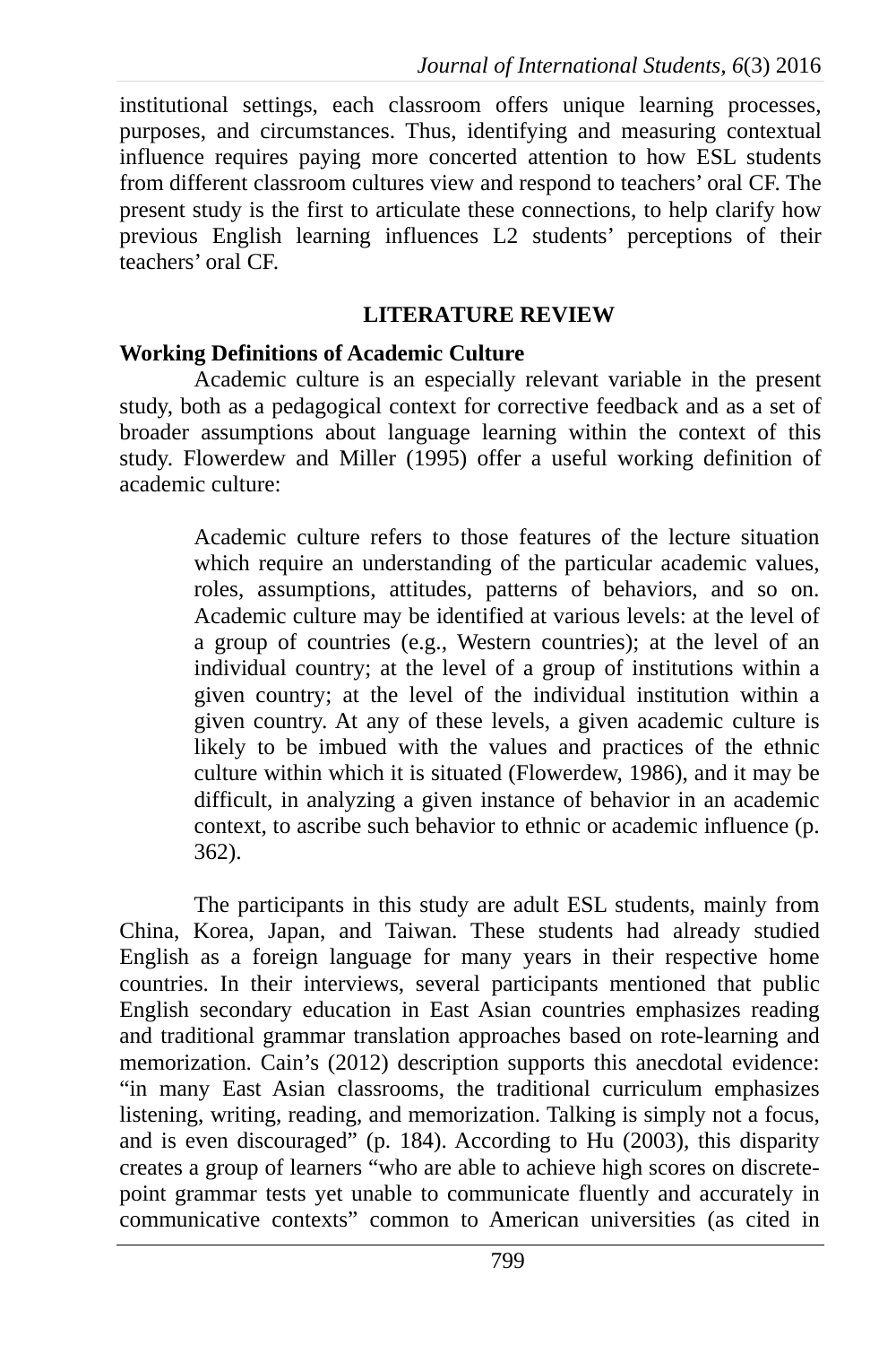institutional settings, each classroom offers unique learning processes, purposes, and circumstances. Thus, identifying and measuring contextual influence requires paying more concerted attention to how ESL students from different classroom cultures view and respond to teachers' oral CF. The present study is the first to articulate these connections, to help clarify how previous English learning influences L2 students' perceptions of their teachers' oral CF.

## LITERATURE REVIEW

### Working Definitions of Academic Culture

Academic culture is an especially relevant variable in the present study, both as a pedagogical context for corrective feedback and as a set of broader assumptions about language learning within the context of this study. Flowerdew and Miller (1995) offer a useful working definition of academic culture:

> Academic culture refers to those features of the lecture situation which require an understanding of the particular academic values, roles, assumptions, attitudes, patterns of behaviors, and so on. Academic culture may be identified at various levels: at the level of a group of countries (e.g., Western countries); at the level of an individual country; at the level of a group of institutions within a given country; at the level of the individual institution within a given country. At any of these levels, a given academic culture is likely to be imbued with the values and practices of the ethnic culture within which it is situated (Flowerdew, 1986), and it may be difficult, in analyzing a given instance of behavior in an academic context, to ascribe such behavior to ethnic or academic influence (p. 362).

The participants in this study are adult ESL students, mainly from China, Korea, Japan, and Taiwan. These students had already studied English as a foreign language for many years in their respective home countries. In their interviews, several participants mentioned that public English secondary education in East Asian countries emphasizes reading and traditional grammar translation approaches based on rote-learning and memorization. Cain's (2012) description supports this anecdotal evidence: "in many East Asian classrooms, the traditional curriculum emphasizes listening, writing, reading, and memorization. Talking is simply not a focus, and is even discouraged" (p. 184). According to Hu (2003), this disparity creates a group of learners "who are able to achieve high scores on discrete-point grammar tests yet unable to communicate fluently and accurately in communicative contexts" common to American universities (as cited in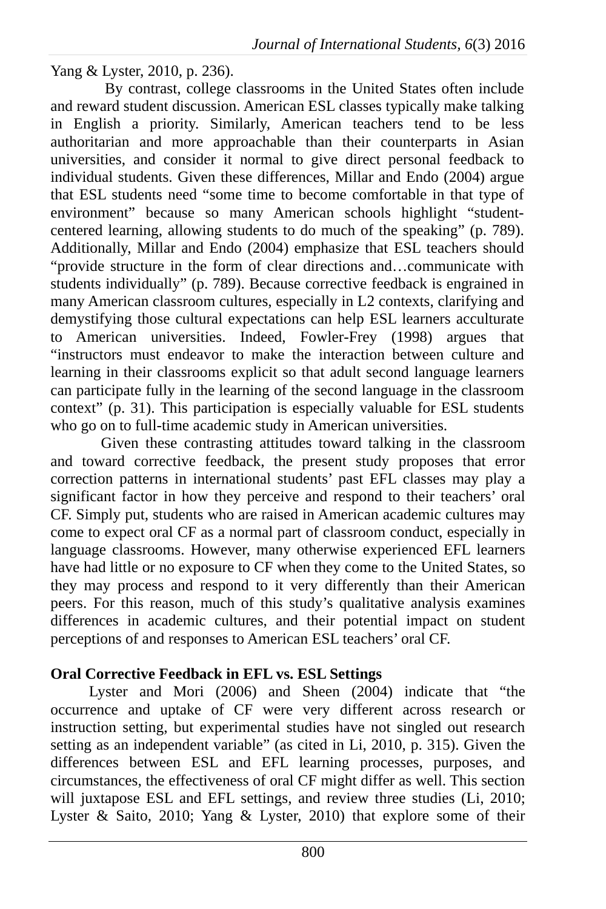Yang & Lyster, 2010, p. 236).

By contrast, college classrooms in the United States often include and reward student discussion. American ESL classes typically make talking in English a priority. Similarly, American teachers tend to be less authoritarian and more approachable than their counterparts in Asian universities, and consider it normal to give direct personal feedback to individual students. Given these differences, Millar and Endo (2004) argue that ESL students need "some time to become comfortable in that type of environment" because so many American schools highlight "student-centered learning, allowing students to do much of the speaking" (p. 789). Additionally, Millar and Endo (2004) emphasize that ESL teachers should "provide structure in the form of clear directions and…communicate with students individually" (p. 789). Because corrective feedback is engrained in many American classroom cultures, especially in L2 contexts, clarifying and demystifying those cultural expectations can help ESL learners acculturate to American universities. Indeed, Fowler-Frey (1998) argues that "instructors must endeavor to make the interaction between culture and learning in their classrooms explicit so that adult second language learners can participate fully in the learning of the second language in the classroom context" (p. 31). This participation is especially valuable for ESL students who go on to full-time academic study in American universities.

Given these contrasting attitudes toward talking in the classroom and toward corrective feedback, the present study proposes that error correction patterns in international students' past EFL classes may play a significant factor in how they perceive and respond to their teachers' oral CF. Simply put, students who are raised in American academic cultures may come to expect oral CF as a normal part of classroom conduct, especially in language classrooms. However, many otherwise experienced EFL learners have had little or no exposure to CF when they come to the United States, so they may process and respond to it very differently than their American peers. For this reason, much of this study's qualitative analysis examines differences in academic cultures, and their potential impact on student perceptions of and responses to American ESL teachers' oral CF.

## Oral Corrective Feedback in EFL vs. ESL Settings

Lyster and Mori (2006) and Sheen (2004) indicate that "the occurrence and uptake of CF were very different across research or instruction setting, but experimental studies have not singled out research setting as an independent variable" (as cited in Li, 2010, p. 315). Given the differences between ESL and EFL learning processes, purposes, and circumstances, the effectiveness of oral CF might differ as well. This section will juxtapose ESL and EFL settings, and review three studies (Li, 2010; Lyster & Saito, 2010; Yang & Lyster, 2010) that explore some of their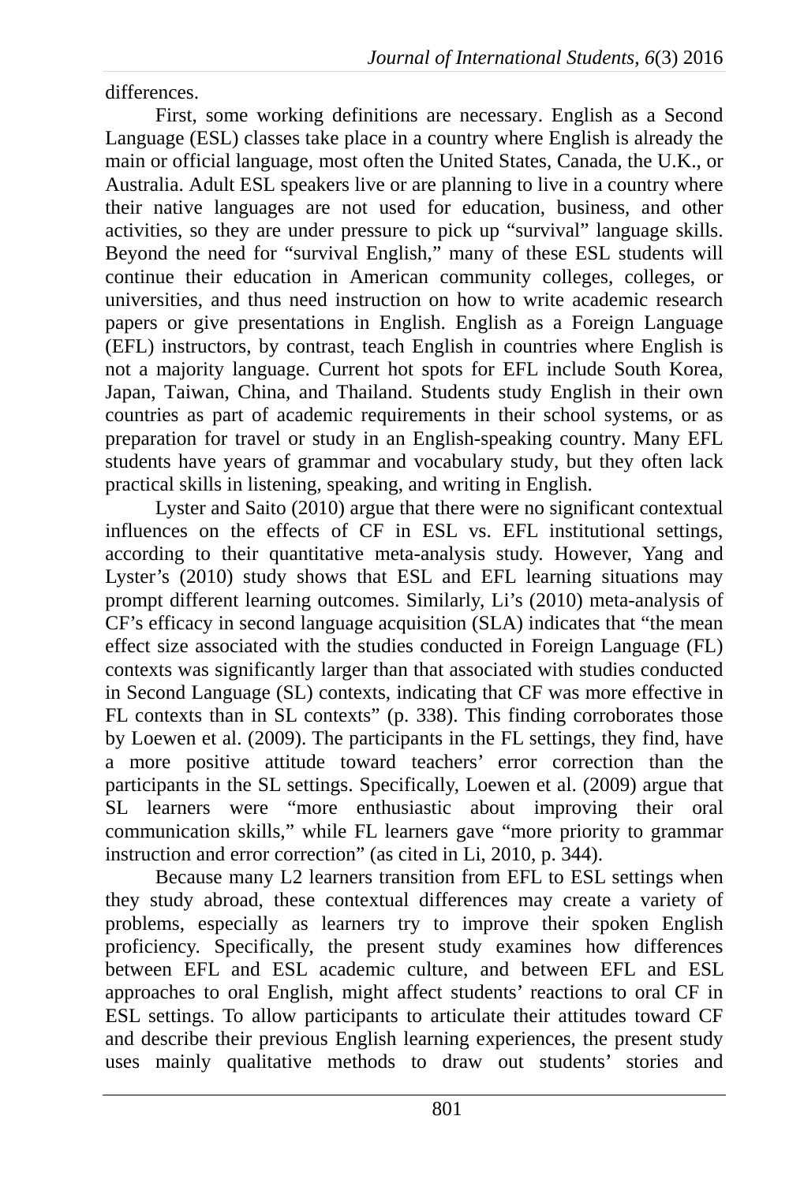differences.

First, some working definitions are necessary. English as a Second Language (ESL) classes take place in a country where English is already the main or official language, most often the United States, Canada, the U.K., or Australia. Adult ESL speakers live or are planning to live in a country where their native languages are not used for education, business, and other activities, so they are under pressure to pick up "survival" language skills. Beyond the need for "survival English," many of these ESL students will continue their education in American community colleges, colleges, or universities, and thus need instruction on how to write academic research papers or give presentations in English. English as a Foreign Language (EFL) instructors, by contrast, teach English in countries where English is not a majority language. Current hot spots for EFL include South Korea, Japan, Taiwan, China, and Thailand. Students study English in their own countries as part of academic requirements in their school systems, or as preparation for travel or study in an English-speaking country. Many EFL students have years of grammar and vocabulary study, but they often lack practical skills in listening, speaking, and writing in English.

Lyster and Saito (2010) argue that there were no significant contextual influences on the effects of CF in ESL vs. EFL institutional settings, according to their quantitative meta-analysis study. However, Yang and Lyster's (2010) study shows that ESL and EFL learning situations may prompt different learning outcomes. Similarly, Li's (2010) meta-analysis of CF's efficacy in second language acquisition (SLA) indicates that "the mean effect size associated with the studies conducted in Foreign Language (FL) contexts was significantly larger than that associated with studies conducted in Second Language (SL) contexts, indicating that CF was more effective in FL contexts than in SL contexts" (p. 338). This finding corroborates those by Loewen et al. (2009). The participants in the FL settings, they find, have a more positive attitude toward teachers' error correction than the participants in the SL settings. Specifically, Loewen et al. (2009) argue that SL learners were "more enthusiastic about improving their oral communication skills," while FL learners gave "more priority to grammar instruction and error correction" (as cited in Li, 2010, p. 344).

Because many L2 learners transition from EFL to ESL settings when they study abroad, these contextual differences may create a variety of problems, especially as learners try to improve their spoken English proficiency. Specifically, the present study examines how differences between EFL and ESL academic culture, and between EFL and ESL approaches to oral English, might affect students' reactions to oral CF in ESL settings. To allow participants to articulate their attitudes toward CF and describe their previous English learning experiences, the present study uses mainly qualitative methods to draw out students' stories and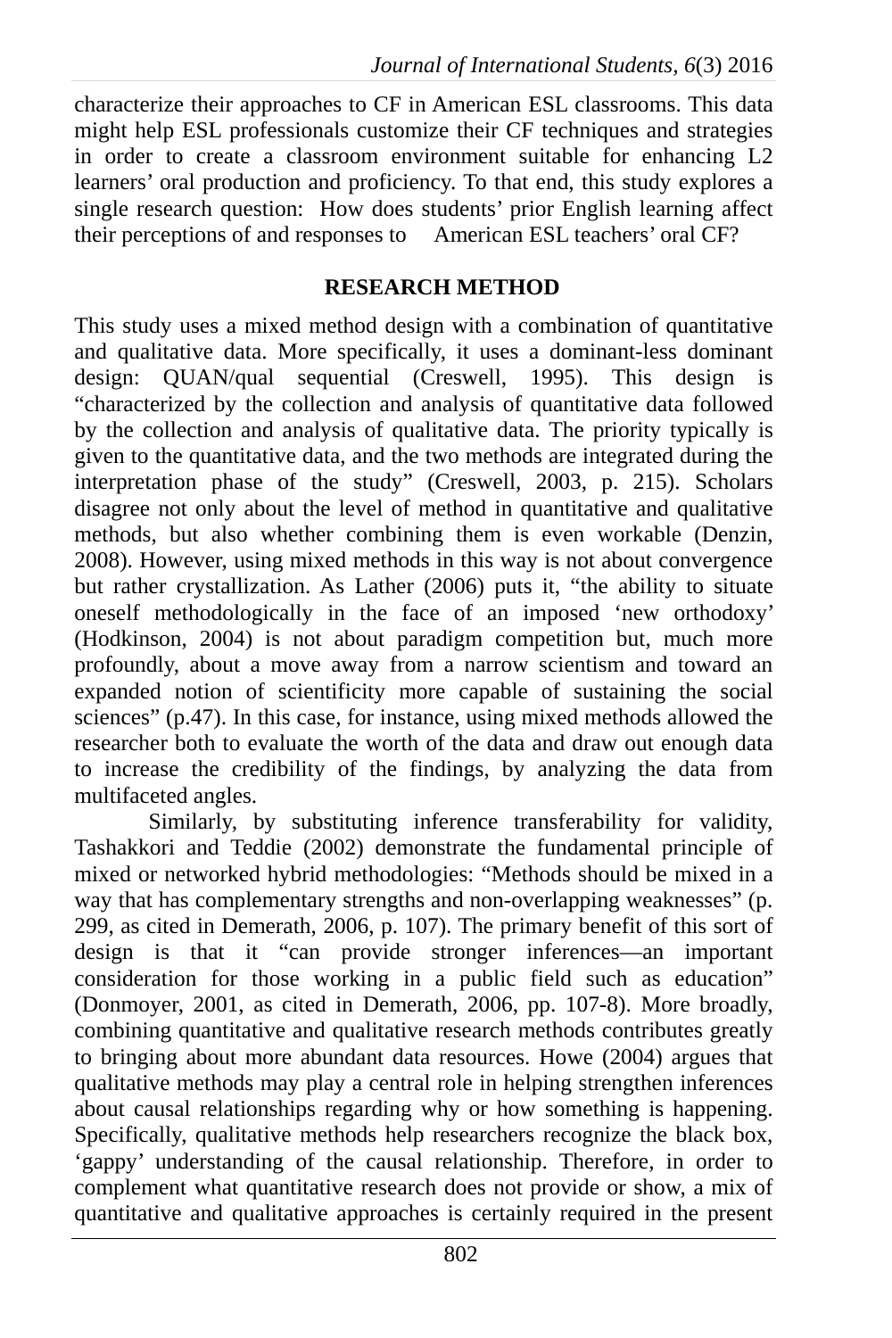characterize their approaches to CF in American ESL classrooms. This data might help ESL professionals customize their CF techniques and strategies in order to create a classroom environment suitable for enhancing L2 learners' oral production and proficiency. To that end, this study explores a single research question: How does students' prior English learning affect their perceptions of and responses to American ESL teachers' oral CF?

## RESEARCH METHOD

This study uses a mixed method design with a combination of quantitative and qualitative data. More specifically, it uses a dominant-less dominant design: QUAN/qual sequential (Creswell, 1995). This design is "characterized by the collection and analysis of quantitative data followed by the collection and analysis of qualitative data. The priority typically is given to the quantitative data, and the two methods are integrated during the interpretation phase of the study" (Creswell, 2003, p. 215). Scholars disagree not only about the level of method in quantitative and qualitative methods, but also whether combining them is even workable (Denzin, 2008). However, using mixed methods in this way is not about convergence but rather crystallization. As Lather (2006) puts it, "the ability to situate oneself methodologically in the face of an imposed 'new orthodoxy' (Hodkinson, 2004) is not about paradigm competition but, much more profoundly, about a move away from a narrow scientism and toward an expanded notion of scientificity more capable of sustaining the social sciences" (p.47). In this case, for instance, using mixed methods allowed the researcher both to evaluate the worth of the data and draw out enough data to increase the credibility of the findings, by analyzing the data from multifaceted angles.

Similarly, by substituting inference transferability for validity, Tashakkori and Teddie (2002) demonstrate the fundamental principle of mixed or networked hybrid methodologies: "Methods should be mixed in a way that has complementary strengths and non-overlapping weaknesses" (p. 299, as cited in Demerath, 2006, p. 107). The primary benefit of this sort of design is that it "can provide stronger inferences—an important consideration for those working in a public field such as education" (Donmoyer, 2001, as cited in Demerath, 2006, pp. 107-8). More broadly, combining quantitative and qualitative research methods contributes greatly to bringing about more abundant data resources. Howe (2004) argues that qualitative methods may play a central role in helping strengthen inferences about causal relationships regarding why or how something is happening. Specifically, qualitative methods help researchers recognize the black box, 'gappy' understanding of the causal relationship. Therefore, in order to complement what quantitative research does not provide or show, a mix of quantitative and qualitative approaches is certainly required in the present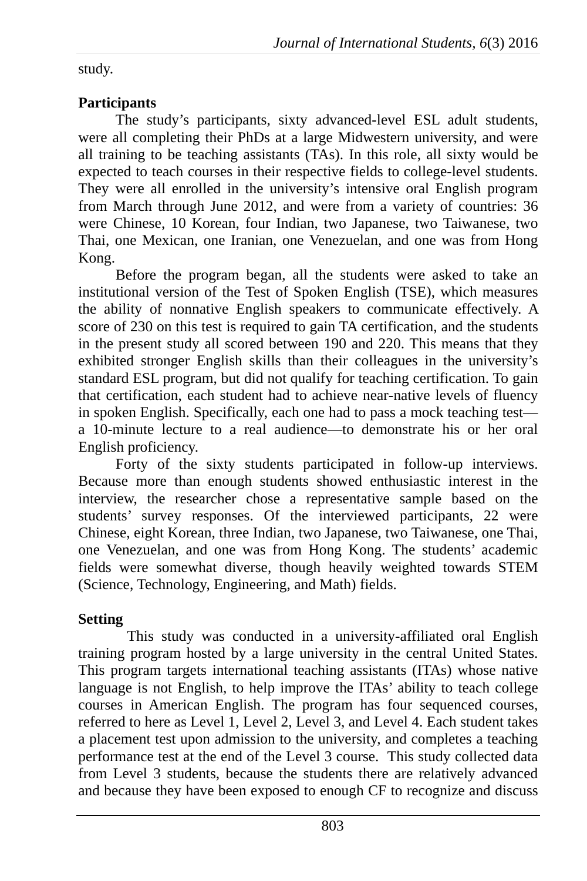study.

**Participants**

The study's participants, sixty advanced-level ESL adult students, were all completing their PhDs at a large Midwestern university, and were all training to be teaching assistants (TAs). In this role, all sixty would be expected to teach courses in their respective fields to college-level students. They were all enrolled in the university's intensive oral English program from March through June 2012, and were from a variety of countries: 36 were Chinese, 10 Korean, four Indian, two Japanese, two Taiwanese, two Thai, one Mexican, one Iranian, one Venezuelan, and one was from Hong Kong.

Before the program began, all the students were asked to take an institutional version of the Test of Spoken English (TSE), which measures the ability of nonnative English speakers to communicate effectively. A score of 230 on this test is required to gain TA certification, and the students in the present study all scored between 190 and 220. This means that they exhibited stronger English skills than their colleagues in the university's standard ESL program, but did not qualify for teaching certification. To gain that certification, each student had to achieve near-native levels of fluency in spoken English. Specifically, each one had to pass a mock teaching test—a 10-minute lecture to a real audience—to demonstrate his or her oral English proficiency.

Forty of the sixty students participated in follow-up interviews. Because more than enough students showed enthusiastic interest in the interview, the researcher chose a representative sample based on the students' survey responses. Of the interviewed participants, 22 were Chinese, eight Korean, three Indian, two Japanese, two Taiwanese, one Thai, one Venezuelan, and one was from Hong Kong. The students' academic fields were somewhat diverse, though heavily weighted towards STEM (Science, Technology, Engineering, and Math) fields.

**Setting**

This study was conducted in a university-affiliated oral English training program hosted by a large university in the central United States. This program targets international teaching assistants (ITAs) whose native language is not English, to help improve the ITAs' ability to teach college courses in American English. The program has four sequenced courses, referred to here as Level 1, Level 2, Level 3, and Level 4. Each student takes a placement test upon admission to the university, and completes a teaching performance test at the end of the Level 3 course. This study collected data from Level 3 students, because the students there are relatively advanced and because they have been exposed to enough CF to recognize and discuss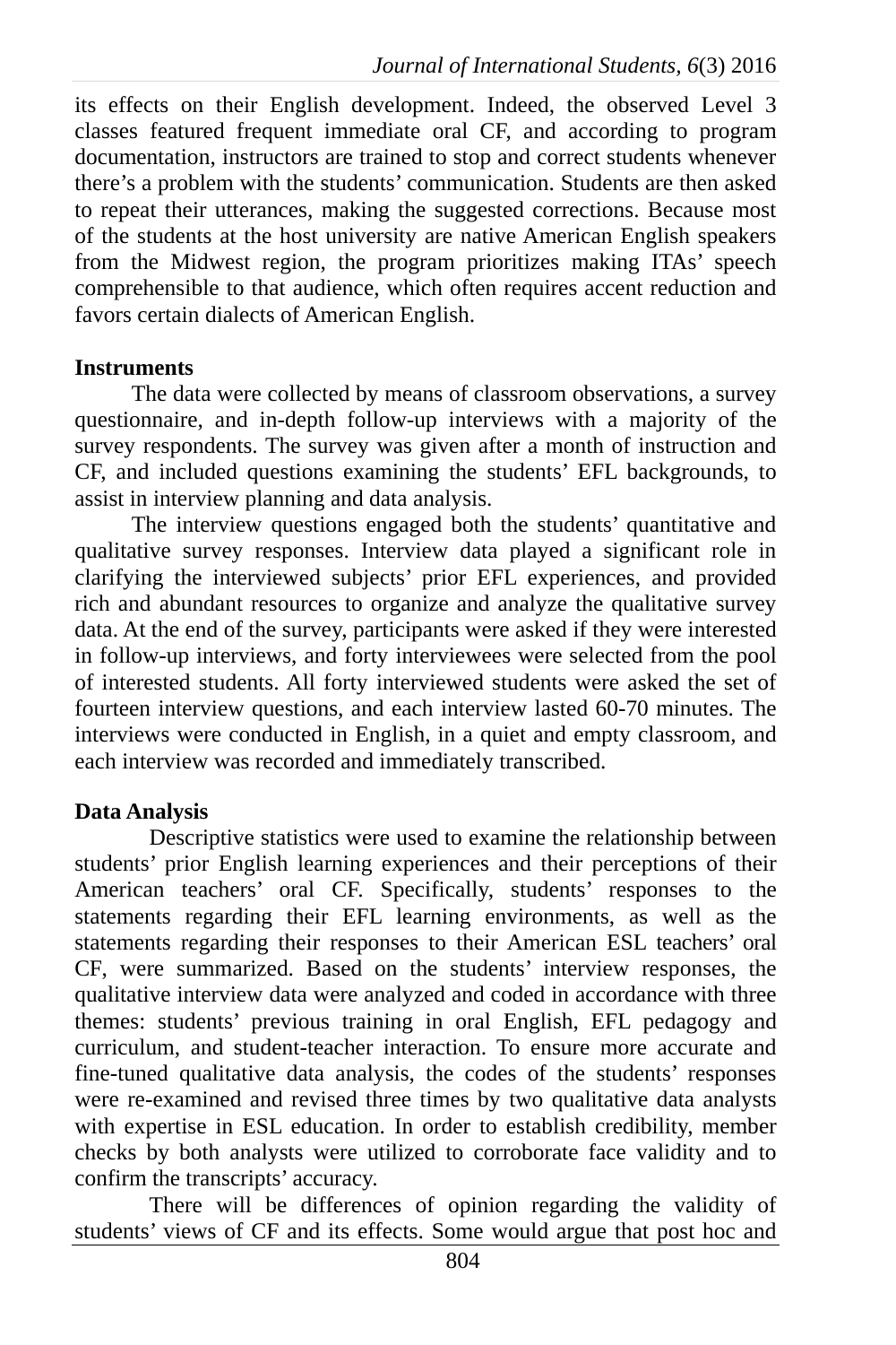its effects on their English development. Indeed, the observed Level 3 classes featured frequent immediate oral CF, and according to program documentation, instructors are trained to stop and correct students whenever there's a problem with the students' communication. Students are then asked to repeat their utterances, making the suggested corrections. Because most of the students at the host university are native American English speakers from the Midwest region, the program prioritizes making ITAs' speech comprehensible to that audience, which often requires accent reduction and favors certain dialects of American English.

**Instruments**

The data were collected by means of classroom observations, a survey questionnaire, and in-depth follow-up interviews with a majority of the survey respondents. The survey was given after a month of instruction and CF, and included questions examining the students' EFL backgrounds, to assist in interview planning and data analysis.

The interview questions engaged both the students' quantitative and qualitative survey responses. Interview data played a significant role in clarifying the interviewed subjects' prior EFL experiences, and provided rich and abundant resources to organize and analyze the qualitative survey data. At the end of the survey, participants were asked if they were interested in follow-up interviews, and forty interviewees were selected from the pool of interested students. All forty interviewed students were asked the set of fourteen interview questions, and each interview lasted 60-70 minutes. The interviews were conducted in English, in a quiet and empty classroom, and each interview was recorded and immediately transcribed.

**Data Analysis**

Descriptive statistics were used to examine the relationship between students' prior English learning experiences and their perceptions of their American teachers' oral CF. Specifically, students' responses to the statements regarding their EFL learning environments, as well as the statements regarding their responses to their American ESL teachers' oral CF, were summarized. Based on the students' interview responses, the qualitative interview data were analyzed and coded in accordance with three themes: students' previous training in oral English, EFL pedagogy and curriculum, and student-teacher interaction. To ensure more accurate and fine-tuned qualitative data analysis, the codes of the students' responses were re-examined and revised three times by two qualitative data analysts with expertise in ESL education. In order to establish credibility, member checks by both analysts were utilized to corroborate face validity and to confirm the transcripts' accuracy.

There will be differences of opinion regarding the validity of students' views of CF and its effects. Some would argue that post hoc and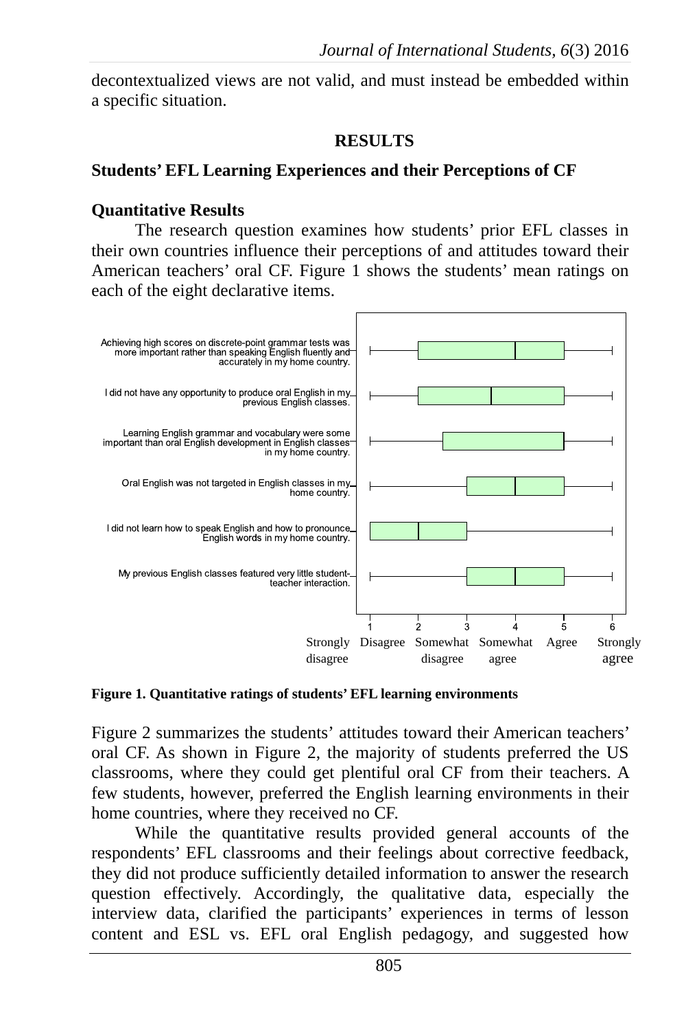decontextualized views are not valid, and must instead be embedded within a specific situation.

## RESULTS

### Students' EFL Learning Experiences and their Perceptions of CF

#### Quantitative Results

The research question examines how students' prior EFL classes in their own countries influence their perceptions of and attitudes toward their American teachers' oral CF. Figure 1 shows the students' mean ratings on each of the eight declarative items.

Achieving high scores on discrete-point grammar tests was more important rather than speaking English fluently and accurately in my home country.

I did not have any opportunity to produce oral English in my previous English classes.

Learning English grammar and vocabulary were some important than oral English development in English classes in my home country.

Oral English was not targeted in English classes in my home country.

I did not learn how to speak English and how to pronounce English words in my home country.

My previous English classes featured very little student-teacher interaction.

1 Strongly disagree 2 Disagree 3 Somewhat disagree 4 Somewhat agree 5 Agree 6 Strongly agree

**Figure 1. Quantitative ratings of students' EFL learning environments**

Figure 2 summarizes the students' attitudes toward their American teachers' oral CF. As shown in Figure 2, the majority of students preferred the US classrooms, where they could get plentiful oral CF from their teachers. A few students, however, preferred the English learning environments in their home countries, where they received no CF.

While the quantitative results provided general accounts of the respondents' EFL classrooms and their feelings about corrective feedback, they did not produce sufficiently detailed information to answer the research question effectively. Accordingly, the qualitative data, especially the interview data, clarified the participants' experiences in terms of lesson content and ESL vs. EFL oral English pedagogy, and suggested how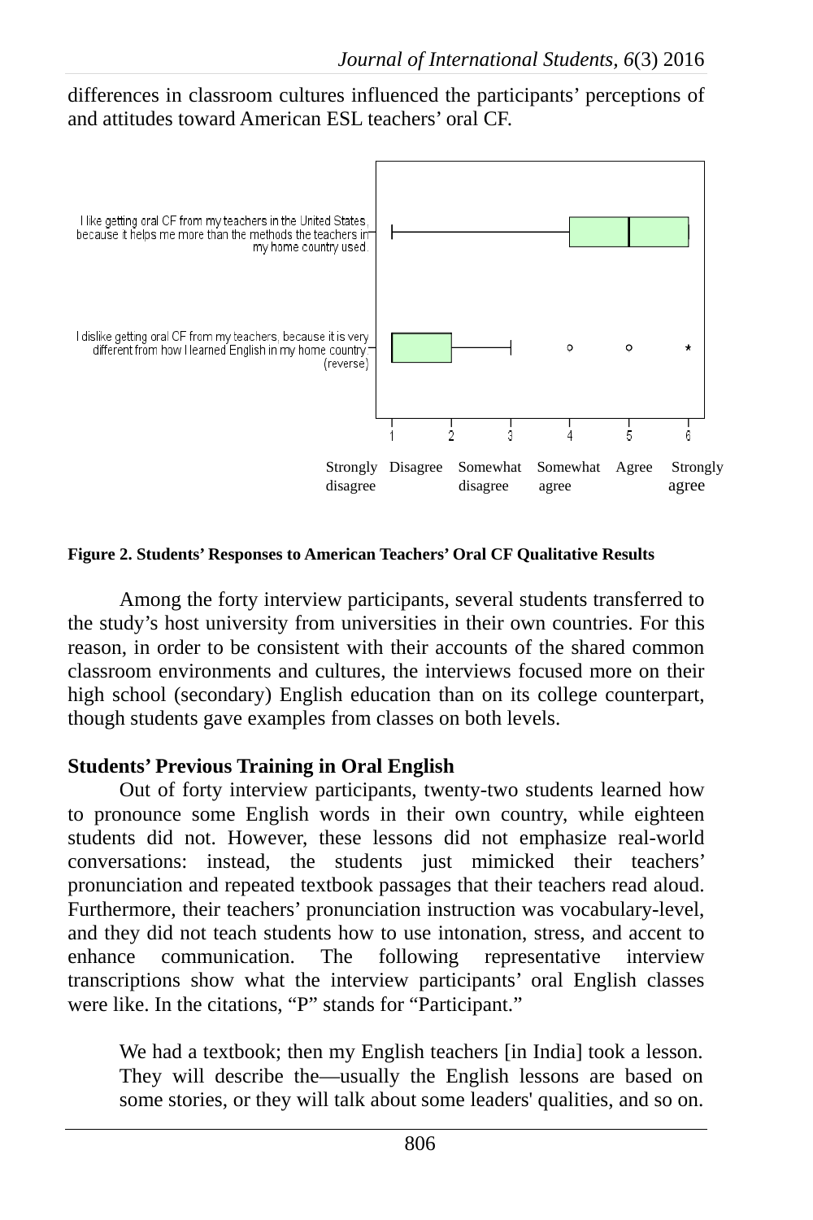differences in classroom cultures influenced the participants' perceptions of and attitudes toward American ESL teachers' oral CF.

I like getting oral CF from my teachers in the United States, because it helps me more than the methods the teachers in my home country used.

I dislike getting oral CF from my teachers, because it is very different from how I learned English in my home country. (reverse)

1 Strongly disagree, 2 Disagree, 3 Somewhat disagree, 4 Somewhat agree, 5 Agree, 6 Strongly agree

**Figure 2. Students' Responses to American Teachers' Oral CF Qualitative Results**

Among the forty interview participants, several students transferred to the study's host university from universities in their own countries. For this reason, in order to be consistent with their accounts of the shared common classroom environments and cultures, the interviews focused more on their high school (secondary) English education than on its college counterpart, though students gave examples from classes on both levels.

**Students' Previous Training in Oral English**

Out of forty interview participants, twenty-two students learned how to pronounce some English words in their own country, while eighteen students did not. However, these lessons did not emphasize real-world conversations: instead, the students just mimicked their teachers' pronunciation and repeated textbook passages that their teachers read aloud. Furthermore, their teachers' pronunciation instruction was vocabulary-level, and they did not teach students how to use intonation, stress, and accent to enhance communication. The following representative interview transcriptions show what the interview participants' oral English classes were like. In the citations, "P" stands for "Participant."

> We had a textbook; then my English teachers [in India] took a lesson. They will describe the—usually the English lessons are based on some stories, or they will talk about some leaders' qualities, and so on.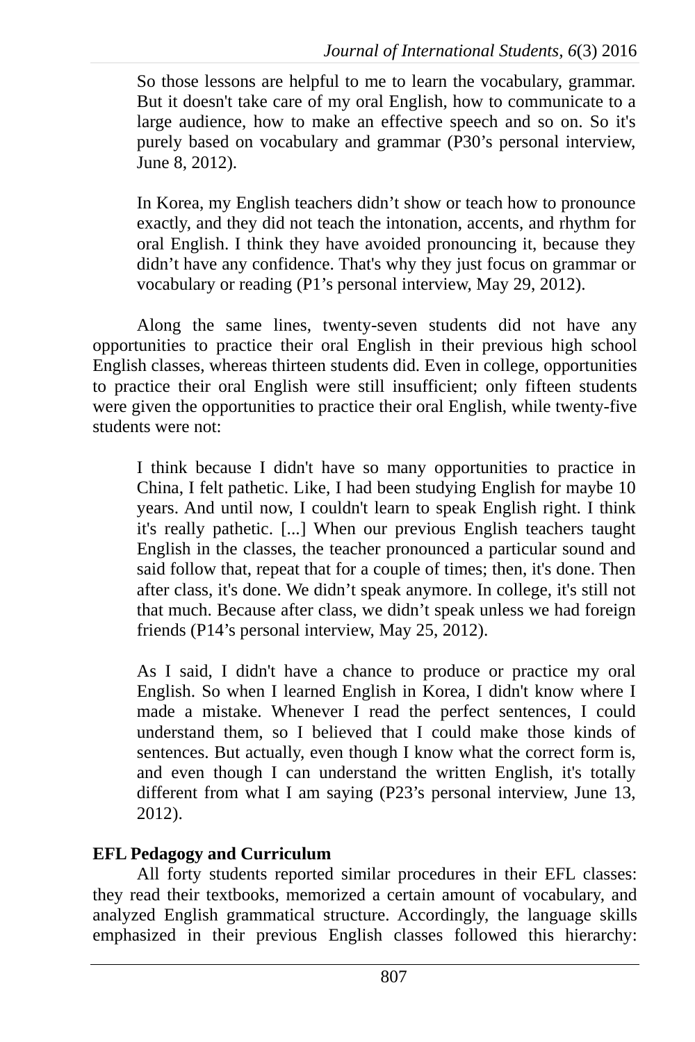> So those lessons are helpful to me to learn the vocabulary, grammar. But it doesn't take care of my oral English, how to communicate to a large audience, how to make an effective speech and so on. So it's purely based on vocabulary and grammar (P30's personal interview, June 8, 2012).

> In Korea, my English teachers didn't show or teach how to pronounce exactly, and they did not teach the intonation, accents, and rhythm for oral English. I think they have avoided pronouncing it, because they didn't have any confidence. That's why they just focus on grammar or vocabulary or reading (P1's personal interview, May 29, 2012).

Along the same lines, twenty-seven students did not have any opportunities to practice their oral English in their previous high school English classes, whereas thirteen students did. Even in college, opportunities to practice their oral English were still insufficient; only fifteen students were given the opportunities to practice their oral English, while twenty-five students were not:

> I think because I didn't have so many opportunities to practice in China, I felt pathetic. Like, I had been studying English for maybe 10 years. And until now, I couldn't learn to speak English right. I think it's really pathetic. [...] When our previous English teachers taught English in the classes, the teacher pronounced a particular sound and said follow that, repeat that for a couple of times; then, it's done. Then after class, it's done. We didn't speak anymore. In college, it's still not that much. Because after class, we didn't speak unless we had foreign friends (P14's personal interview, May 25, 2012).

> As I said, I didn't have a chance to produce or practice my oral English. So when I learned English in Korea, I didn't know where I made a mistake. Whenever I read the perfect sentences, I could understand them, so I believed that I could make those kinds of sentences. But actually, even though I know what the correct form is, and even though I can understand the written English, it's totally different from what I am saying (P23's personal interview, June 13, 2012).

**EFL Pedagogy and Curriculum**

All forty students reported similar procedures in their EFL classes: they read their textbooks, memorized a certain amount of vocabulary, and analyzed English grammatical structure. Accordingly, the language skills emphasized in their previous English classes followed this hierarchy: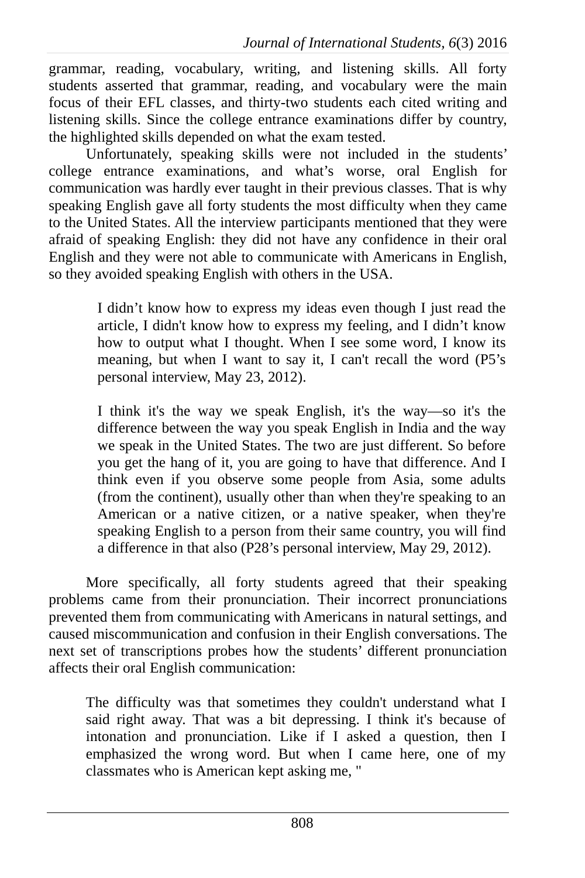grammar, reading, vocabulary, writing, and listening skills. All forty students asserted that grammar, reading, and vocabulary were the main focus of their EFL classes, and thirty-two students each cited writing and listening skills. Since the college entrance examinations differ by country, the highlighted skills depended on what the exam tested.

Unfortunately, speaking skills were not included in the students' college entrance examinations, and what's worse, oral English for communication was hardly ever taught in their previous classes. That is why speaking English gave all forty students the most difficulty when they came to the United States. All the interview participants mentioned that they were afraid of speaking English: they did not have any confidence in their oral English and they were not able to communicate with Americans in English, so they avoided speaking English with others in the USA.

> I didn't know how to express my ideas even though I just read the article, I didn't know how to express my feeling, and I didn't know how to output what I thought. When I see some word, I know its meaning, but when I want to say it, I can't recall the word (P5's personal interview, May 23, 2012).

> I think it's the way we speak English, it's the way—so it's the difference between the way you speak English in India and the way we speak in the United States. The two are just different. So before you get the hang of it, you are going to have that difference. And I think even if you observe some people from Asia, some adults (from the continent), usually other than when they're speaking to an American or a native citizen, or a native speaker, when they're speaking English to a person from their same country, you will find a difference in that also (P28's personal interview, May 29, 2012).

More specifically, all forty students agreed that their speaking problems came from their pronunciation. Their incorrect pronunciations prevented them from communicating with Americans in natural settings, and caused miscommunication and confusion in their English conversations. The next set of transcriptions probes how the students' different pronunciation affects their oral English communication:

> The difficulty was that sometimes they couldn't understand what I said right away. That was a bit depressing. I think it's because of intonation and pronunciation. Like if I asked a question, then I emphasized the wrong word. But when I came here, one of my classmates who is American kept asking me, "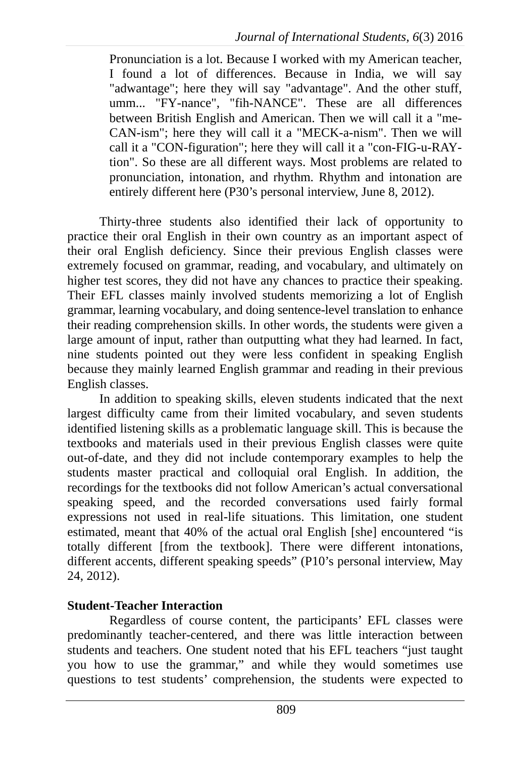> Pronunciation is a lot. Because I worked with my American teacher, I found a lot of differences. Because in India, we will say "adwantage"; here they will say "advantage". And the other stuff, umm... "FY-nance", "fih-NANCE". These are all differences between British English and American. Then we will call it a "me-CAN-ism"; here they will call it a "MECK-a-nism". Then we will call it a "CON-figuration"; here they will call it a "con-FIG-u-RAY-tion". So these are all different ways. Most problems are related to pronunciation, intonation, and rhythm. Rhythm and intonation are entirely different here (P30's personal interview, June 8, 2012).

Thirty-three students also identified their lack of opportunity to practice their oral English in their own country as an important aspect of their oral English deficiency. Since their previous English classes were extremely focused on grammar, reading, and vocabulary, and ultimately on higher test scores, they did not have any chances to practice their speaking. Their EFL classes mainly involved students memorizing a lot of English grammar, learning vocabulary, and doing sentence-level translation to enhance their reading comprehension skills. In other words, the students were given a large amount of input, rather than outputting what they had learned. In fact, nine students pointed out they were less confident in speaking English because they mainly learned English grammar and reading in their previous English classes.

In addition to speaking skills, eleven students indicated that the next largest difficulty came from their limited vocabulary, and seven students identified listening skills as a problematic language skill. This is because the textbooks and materials used in their previous English classes were quite out-of-date, and they did not include contemporary examples to help the students master practical and colloquial oral English. In addition, the recordings for the textbooks did not follow American's actual conversational speaking speed, and the recorded conversations used fairly formal expressions not used in real-life situations. This limitation, one student estimated, meant that 40% of the actual oral English [she] encountered "is totally different [from the textbook]. There were different intonations, different accents, different speaking speeds" (P10's personal interview, May 24, 2012).

### Student-Teacher Interaction

Regardless of course content, the participants' EFL classes were predominantly teacher-centered, and there was little interaction between students and teachers. One student noted that his EFL teachers "just taught you how to use the grammar," and while they would sometimes use questions to test students' comprehension, the students were expected to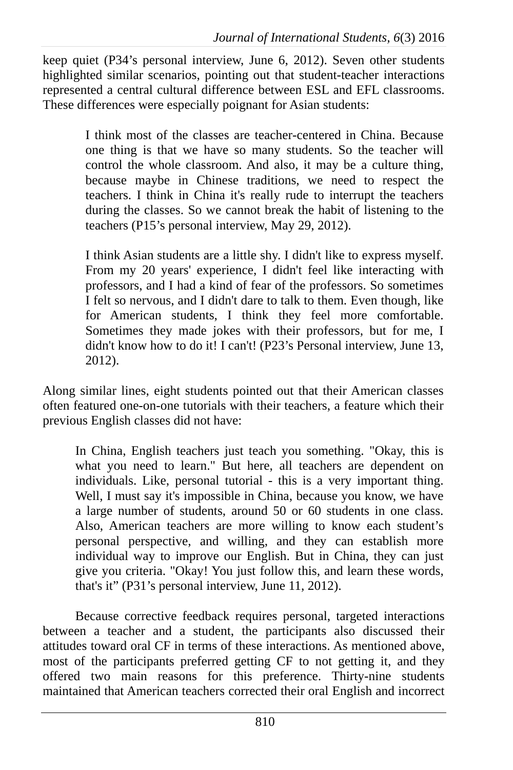keep quiet (P34’s personal interview, June 6, 2012). Seven other students highlighted similar scenarios, pointing out that student-teacher interactions represented a central cultural difference between ESL and EFL classrooms. These differences were especially poignant for Asian students:

> I think most of the classes are teacher-centered in China. Because one thing is that we have so many students. So the teacher will control the whole classroom. And also, it may be a culture thing, because maybe in Chinese traditions, we need to respect the teachers. I think in China it's really rude to interrupt the teachers during the classes. So we cannot break the habit of listening to the teachers (P15’s personal interview, May 29, 2012).

> I think Asian students are a little shy. I didn't like to express myself. From my 20 years' experience, I didn't feel like interacting with professors, and I had a kind of fear of the professors. So sometimes I felt so nervous, and I didn't dare to talk to them. Even though, like for American students, I think they feel more comfortable. Sometimes they made jokes with their professors, but for me, I didn't know how to do it! I can't! (P23’s Personal interview, June 13, 2012).

Along similar lines, eight students pointed out that their American classes often featured one-on-one tutorials with their teachers, a feature which their previous English classes did not have:

> In China, English teachers just teach you something. "Okay, this is what you need to learn." But here, all teachers are dependent on individuals. Like, personal tutorial - this is a very important thing. Well, I must say it's impossible in China, because you know, we have a large number of students, around 50 or 60 students in one class. Also, American teachers are more willing to know each student’s personal perspective, and willing, and they can establish more individual way to improve our English. But in China, they can just give you criteria. "Okay! You just follow this, and learn these words, that's it” (P31’s personal interview, June 11, 2012).

Because corrective feedback requires personal, targeted interactions between a teacher and a student, the participants also discussed their attitudes toward oral CF in terms of these interactions. As mentioned above, most of the participants preferred getting CF to not getting it, and they offered two main reasons for this preference. Thirty-nine students maintained that American teachers corrected their oral English and incorrect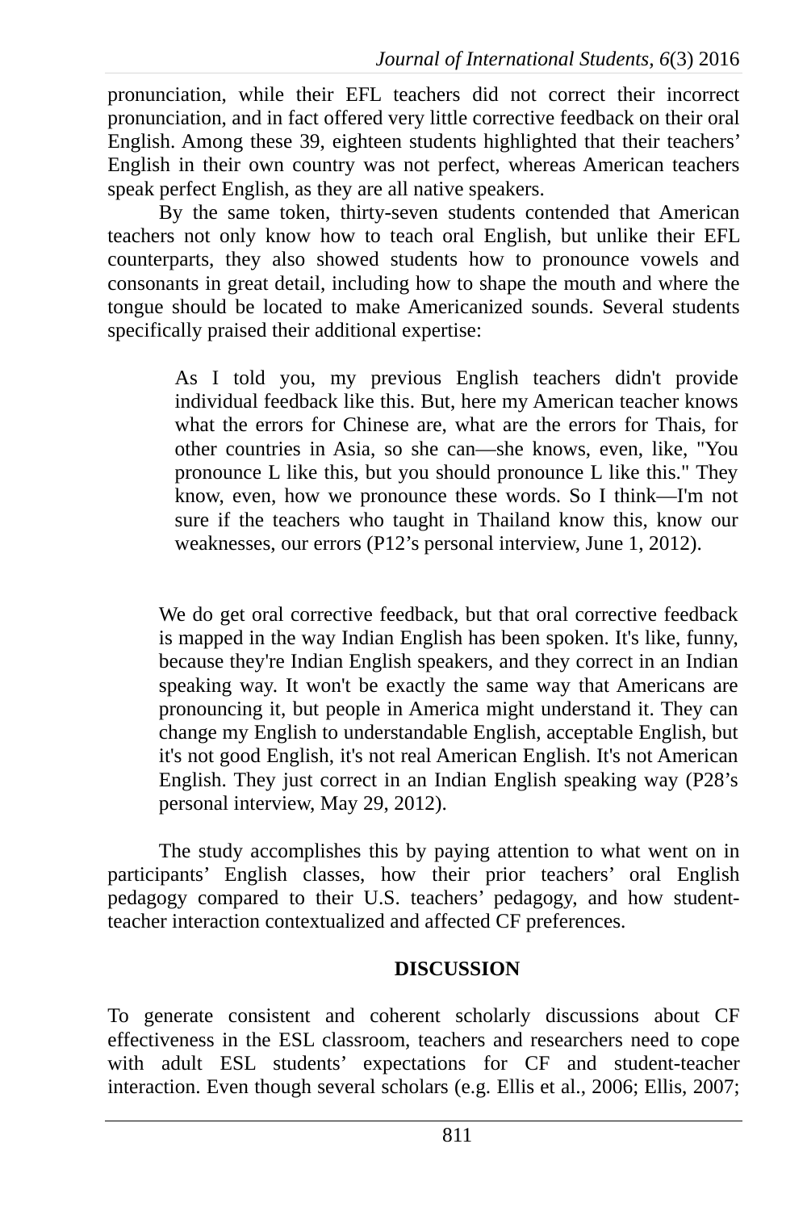pronunciation, while their EFL teachers did not correct their incorrect pronunciation, and in fact offered very little corrective feedback on their oral English. Among these 39, eighteen students highlighted that their teachers' English in their own country was not perfect, whereas American teachers speak perfect English, as they are all native speakers.

By the same token, thirty-seven students contended that American teachers not only know how to teach oral English, but unlike their EFL counterparts, they also showed students how to pronounce vowels and consonants in great detail, including how to shape the mouth and where the tongue should be located to make Americanized sounds. Several students specifically praised their additional expertise:

> As I told you, my previous English teachers didn't provide individual feedback like this. But, here my American teacher knows what the errors for Chinese are, what are the errors for Thais, for other countries in Asia, so she can—she knows, even, like, "You pronounce L like this, but you should pronounce L like this." They know, even, how we pronounce these words. So I think—I'm not sure if the teachers who taught in Thailand know this, know our weaknesses, our errors (P12's personal interview, June 1, 2012).

> We do get oral corrective feedback, but that oral corrective feedback is mapped in the way Indian English has been spoken. It's like, funny, because they're Indian English speakers, and they correct in an Indian speaking way. It won't be exactly the same way that Americans are pronouncing it, but people in America might understand it. They can change my English to understandable English, acceptable English, but it's not good English, it's not real American English. It's not American English. They just correct in an Indian English speaking way (P28's personal interview, May 29, 2012).

The study accomplishes this by paying attention to what went on in participants' English classes, how their prior teachers' oral English pedagogy compared to their U.S. teachers' pedagogy, and how student-teacher interaction contextualized and affected CF preferences.

## DISCUSSION

To generate consistent and coherent scholarly discussions about CF effectiveness in the ESL classroom, teachers and researchers need to cope with adult ESL students' expectations for CF and student-teacher interaction. Even though several scholars (e.g. Ellis et al., 2006; Ellis, 2007;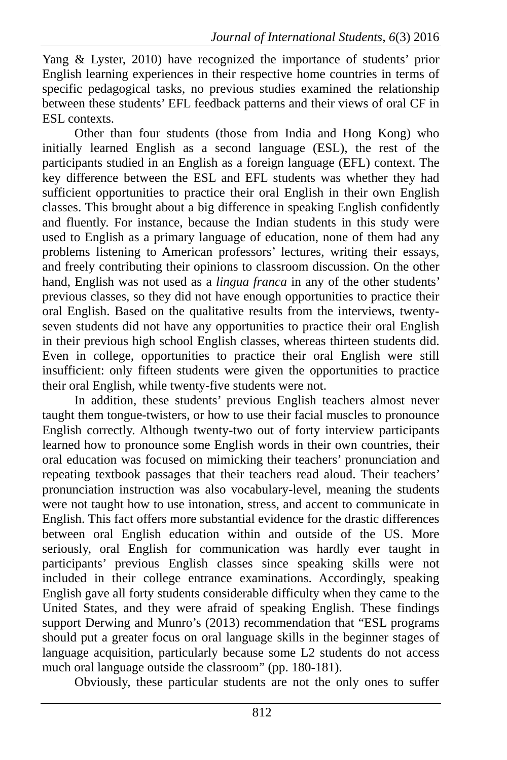Yang & Lyster, 2010) have recognized the importance of students' prior English learning experiences in their respective home countries in terms of specific pedagogical tasks, no previous studies examined the relationship between these students' EFL feedback patterns and their views of oral CF in ESL contexts.

Other than four students (those from India and Hong Kong) who initially learned English as a second language (ESL), the rest of the participants studied in an English as a foreign language (EFL) context. The key difference between the ESL and EFL students was whether they had sufficient opportunities to practice their oral English in their own English classes. This brought about a big difference in speaking English confidently and fluently. For instance, because the Indian students in this study were used to English as a primary language of education, none of them had any problems listening to American professors' lectures, writing their essays, and freely contributing their opinions to classroom discussion. On the other hand, English was not used as a *lingua franca* in any of the other students' previous classes, so they did not have enough opportunities to practice their oral English. Based on the qualitative results from the interviews, twenty-seven students did not have any opportunities to practice their oral English in their previous high school English classes, whereas thirteen students did. Even in college, opportunities to practice their oral English were still insufficient: only fifteen students were given the opportunities to practice their oral English, while twenty-five students were not.

In addition, these students' previous English teachers almost never taught them tongue-twisters, or how to use their facial muscles to pronounce English correctly. Although twenty-two out of forty interview participants learned how to pronounce some English words in their own countries, their oral education was focused on mimicking their teachers' pronunciation and repeating textbook passages that their teachers read aloud. Their teachers' pronunciation instruction was also vocabulary-level, meaning the students were not taught how to use intonation, stress, and accent to communicate in English. This fact offers more substantial evidence for the drastic differences between oral English education within and outside of the US. More seriously, oral English for communication was hardly ever taught in participants' previous English classes since speaking skills were not included in their college entrance examinations. Accordingly, speaking English gave all forty students considerable difficulty when they came to the United States, and they were afraid of speaking English. These findings support Derwing and Munro's (2013) recommendation that "ESL programs should put a greater focus on oral language skills in the beginner stages of language acquisition, particularly because some L2 students do not access much oral language outside the classroom" (pp. 180-181).

Obviously, these particular students are not the only ones to suffer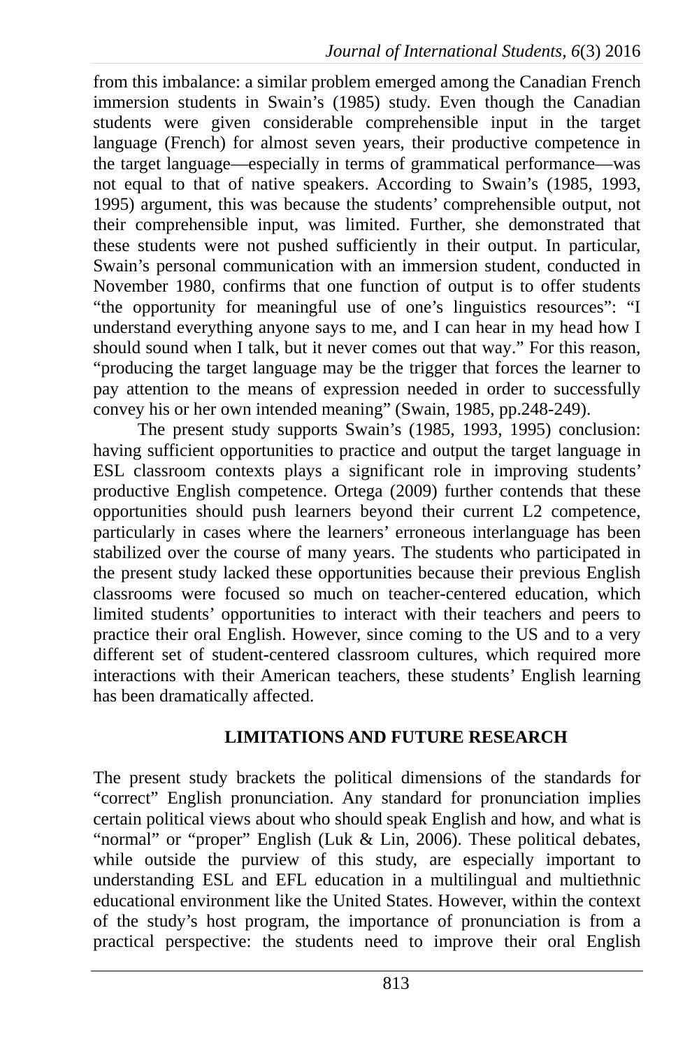from this imbalance: a similar problem emerged among the Canadian French immersion students in Swain's (1985) study. Even though the Canadian students were given considerable comprehensible input in the target language (French) for almost seven years, their productive competence in the target language—especially in terms of grammatical performance—was not equal to that of native speakers. According to Swain's (1985, 1993, 1995) argument, this was because the students' comprehensible output, not their comprehensible input, was limited. Further, she demonstrated that these students were not pushed sufficiently in their output. In particular, Swain's personal communication with an immersion student, conducted in November 1980, confirms that one function of output is to offer students "the opportunity for meaningful use of one's linguistics resources": "I understand everything anyone says to me, and I can hear in my head how I should sound when I talk, but it never comes out that way." For this reason, "producing the target language may be the trigger that forces the learner to pay attention to the means of expression needed in order to successfully convey his or her own intended meaning" (Swain, 1985, pp.248-249).

The present study supports Swain's (1985, 1993, 1995) conclusion: having sufficient opportunities to practice and output the target language in ESL classroom contexts plays a significant role in improving students' productive English competence. Ortega (2009) further contends that these opportunities should push learners beyond their current L2 competence, particularly in cases where the learners' erroneous interlanguage has been stabilized over the course of many years. The students who participated in the present study lacked these opportunities because their previous English classrooms were focused so much on teacher-centered education, which limited students' opportunities to interact with their teachers and peers to practice their oral English. However, since coming to the US and to a very different set of student-centered classroom cultures, which required more interactions with their American teachers, these students' English learning has been dramatically affected.

## LIMITATIONS AND FUTURE RESEARCH

The present study brackets the political dimensions of the standards for "correct" English pronunciation. Any standard for pronunciation implies certain political views about who should speak English and how, and what is "normal" or "proper" English (Luk & Lin, 2006). These political debates, while outside the purview of this study, are especially important to understanding ESL and EFL education in a multilingual and multiethnic educational environment like the United States. However, within the context of the study's host program, the importance of pronunciation is from a practical perspective: the students need to improve their oral English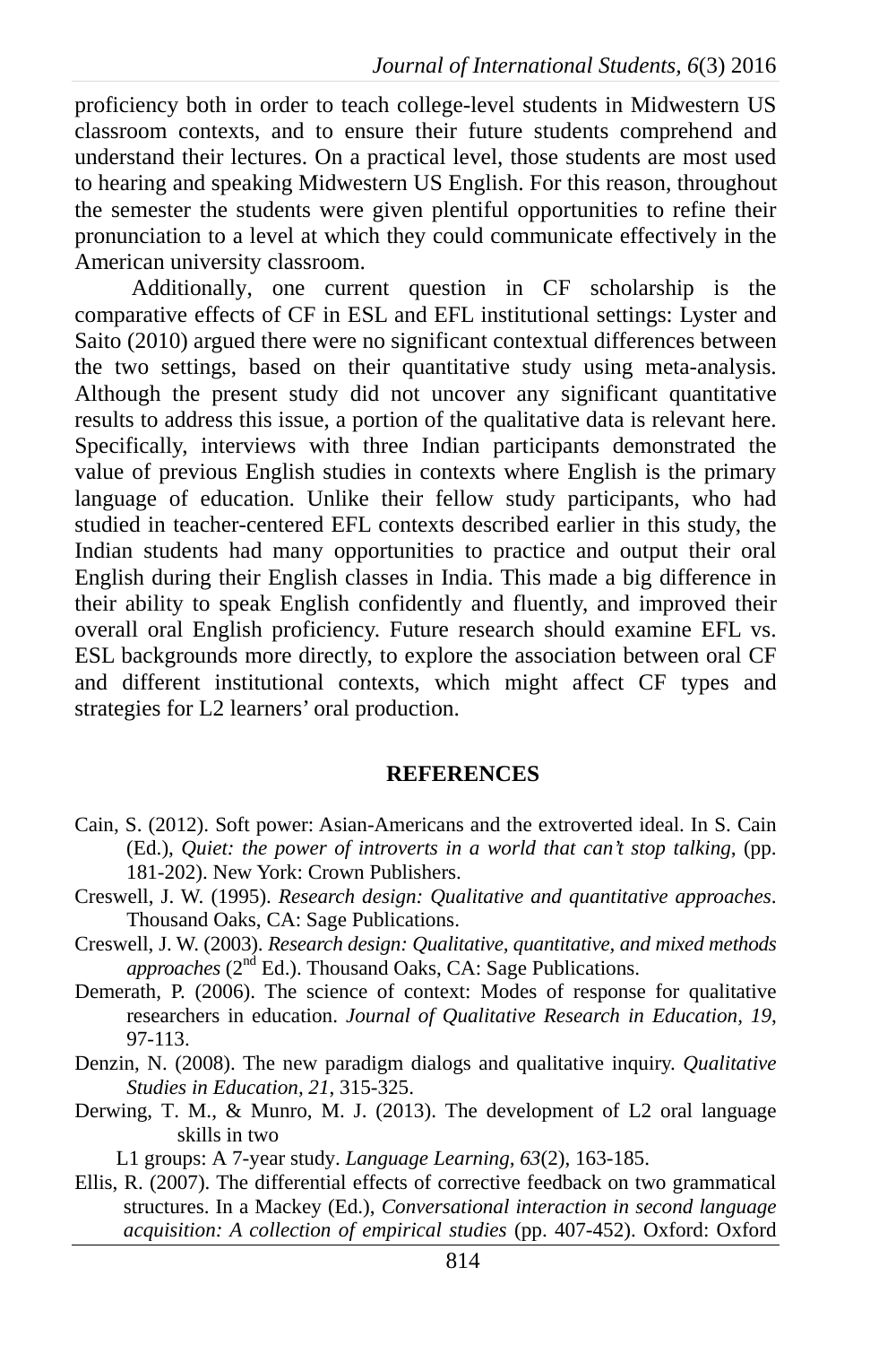proficiency both in order to teach college-level students in Midwestern US classroom contexts, and to ensure their future students comprehend and understand their lectures. On a practical level, those students are most used to hearing and speaking Midwestern US English. For this reason, throughout the semester the students were given plentiful opportunities to refine their pronunciation to a level at which they could communicate effectively in the American university classroom.

Additionally, one current question in CF scholarship is the comparative effects of CF in ESL and EFL institutional settings: Lyster and Saito (2010) argued there were no significant contextual differences between the two settings, based on their quantitative study using meta-analysis. Although the present study did not uncover any significant quantitative results to address this issue, a portion of the qualitative data is relevant here. Specifically, interviews with three Indian participants demonstrated the value of previous English studies in contexts where English is the primary language of education. Unlike their fellow study participants, who had studied in teacher-centered EFL contexts described earlier in this study, the Indian students had many opportunities to practice and output their oral English during their English classes in India. This made a big difference in their ability to speak English confidently and fluently, and improved their overall oral English proficiency. Future research should examine EFL vs. ESL backgrounds more directly, to explore the association between oral CF and different institutional contexts, which might affect CF types and strategies for L2 learners' oral production.

## REFERENCES

Cain, S. (2012). Soft power: Asian-Americans and the extroverted ideal. In S. Cain (Ed.), *Quiet: the power of introverts in a world that can't stop talking*, (pp. 181-202). New York: Crown Publishers.

Creswell, J. W. (1995). *Research design: Qualitative and quantitative approaches*. Thousand Oaks, CA: Sage Publications.

Creswell, J. W. (2003). *Research design: Qualitative, quantitative, and mixed methods approaches* (2nd Ed.). Thousand Oaks, CA: Sage Publications.

Demerath, P. (2006). The science of context: Modes of response for qualitative researchers in education. *Journal of Qualitative Research in Education, 19*, 97-113.

Denzin, N. (2008). The new paradigm dialogs and qualitative inquiry. *Qualitative Studies in Education, 21*, 315-325.

Derwing, T. M., & Munro, M. J. (2013). The development of L2 oral language skills in two L1 groups: A 7-year study. *Language Learning, 63*(2), 163-185.

Ellis, R. (2007). The differential effects of corrective feedback on two grammatical structures. In a Mackey (Ed.), *Conversational interaction in second language acquisition: A collection of empirical studies* (pp. 407-452). Oxford: Oxford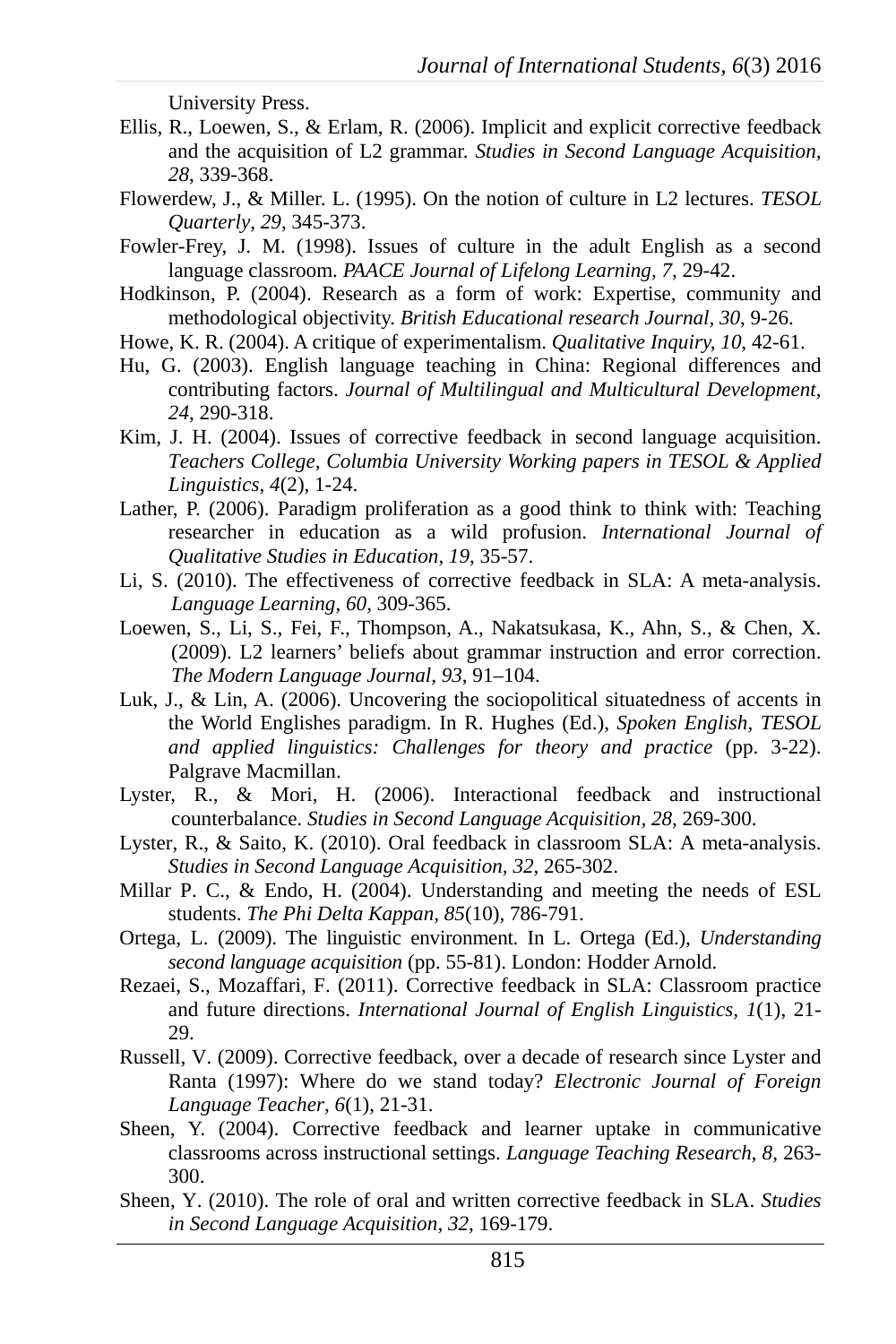University Press.

Ellis, R., Loewen, S., & Erlam, R. (2006). Implicit and explicit corrective feedback and the acquisition of L2 grammar. *Studies in Second Language Acquisition, 28*, 339-368.

Flowerdew, J., & Miller. L. (1995). On the notion of culture in L2 lectures. *TESOL Quarterly*, *29*, 345-373.

Fowler-Frey, J. M. (1998). Issues of culture in the adult English as a second language classroom. *PAACE Journal of Lifelong Learning*, *7*, 29-42.

Hodkinson, P. (2004). Research as a form of work: Expertise, community and methodological objectivity. *British Educational research Journal*, *30*, 9-26.

Howe, K. R. (2004). A critique of experimentalism. *Qualitative Inquiry, 10*, 42-61.

Hu, G. (2003). English language teaching in China: Regional differences and contributing factors. *Journal of Multilingual and Multicultural Development, 24*, 290-318.

Kim, J. H. (2004). Issues of corrective feedback in second language acquisition. *Teachers College, Columbia University Working papers in TESOL & Applied Linguistics*, *4*(2), 1-24.

Lather, P. (2006). Paradigm proliferation as a good think to think with: Teaching researcher in education as a wild profusion. *International Journal of Qualitative Studies in Education*, *19*, 35-57.

Li, S. (2010). The effectiveness of corrective feedback in SLA: A meta-analysis. *Language Learning*, *60*, 309-365.

Loewen, S., Li, S., Fei, F., Thompson, A., Nakatsukasa, K., Ahn, S., & Chen, X. (2009). L2 learners' beliefs about grammar instruction and error correction. *The Modern Language Journal*, *93*, 91–104.

Luk, J., & Lin, A. (2006). Uncovering the sociopolitical situatedness of accents in the World Englishes paradigm. In R. Hughes (Ed.), *Spoken English, TESOL and applied linguistics: Challenges for theory and practice* (pp. 3-22). Palgrave Macmillan.

Lyster, R., & Mori, H. (2006). Interactional feedback and instructional counterbalance. *Studies in Second Language Acquisition*, *28*, 269-300.

Lyster, R., & Saito, K. (2010). Oral feedback in classroom SLA: A meta-analysis. *Studies in Second Language Acquisition, 32*, 265-302.

Millar P. C., & Endo, H. (2004). Understanding and meeting the needs of ESL students. *The Phi Delta Kappan, 85*(10), 786-791.

Ortega, L. (2009). The linguistic environment. In L. Ortega (Ed.), *Understanding second language acquisition* (pp. 55-81). London: Hodder Arnold.

Rezaei, S., Mozaffari, F. (2011). Corrective feedback in SLA: Classroom practice and future directions. *International Journal of English Linguistics, 1*(1), 21-29.

Russell, V. (2009). Corrective feedback, over a decade of research since Lyster and Ranta (1997): Where do we stand today? *Electronic Journal of Foreign Language Teacher, 6*(1), 21-31.

Sheen, Y. (2004). Corrective feedback and learner uptake in communicative classrooms across instructional settings. *Language Teaching Research*, *8*, 263-300.

Sheen, Y. (2010). The role of oral and written corrective feedback in SLA. *Studies in Second Language Acquisition, 32*, 169-179.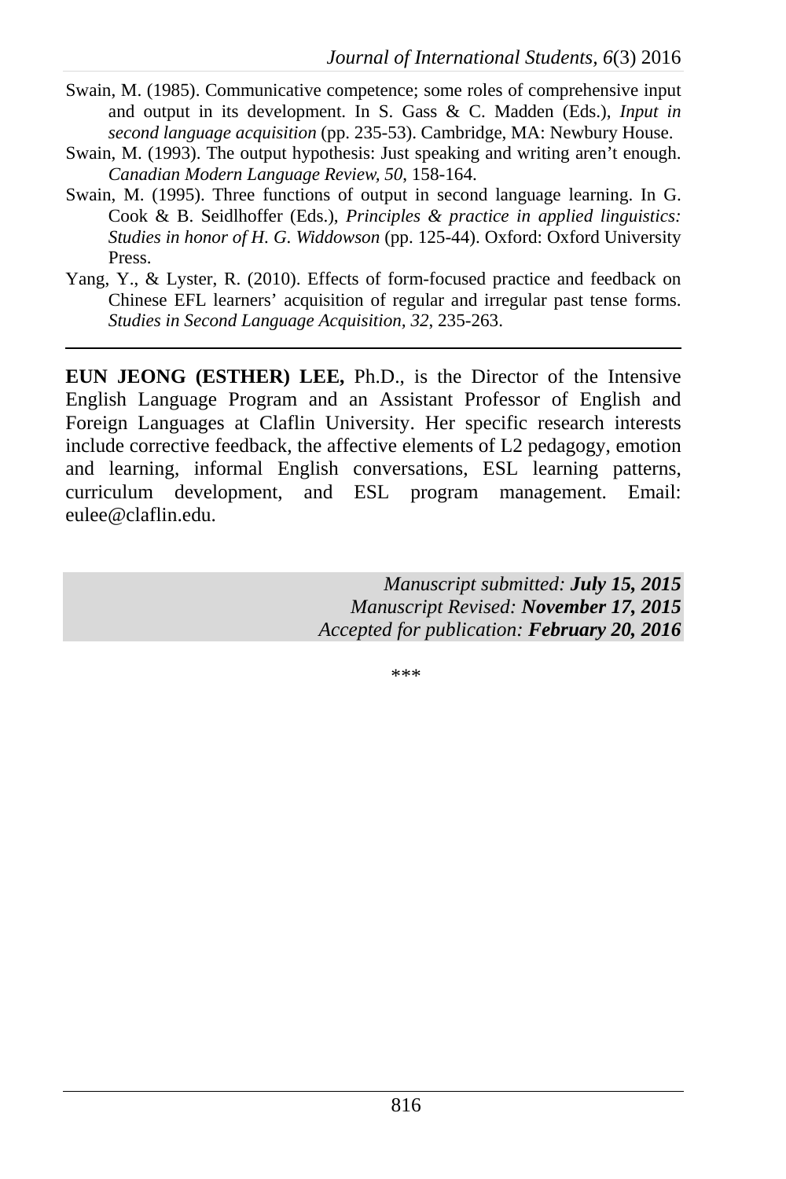Swain, M. (1985). Communicative competence; some roles of comprehensive input and output in its development. In S. Gass & C. Madden (Eds.), *Input in second language acquisition* (pp. 235-53). Cambridge, MA: Newbury House.

Swain, M. (1993). The output hypothesis: Just speaking and writing aren't enough. *Canadian Modern Language Review, 50*, 158-164.

Swain, M. (1995). Three functions of output in second language learning. In G. Cook & B. Seidlhoffer (Eds.), *Principles & practice in applied linguistics: Studies in honor of H. G. Widdowson* (pp. 125-44). Oxford: Oxford University Press.

Yang, Y., & Lyster, R. (2010). Effects of form-focused practice and feedback on Chinese EFL learners' acquisition of regular and irregular past tense forms. *Studies in Second Language Acquisition, 32*, 235-263.

---

**EUN JEONG (ESTHER) LEE,** Ph.D., is the Director of the Intensive English Language Program and an Assistant Professor of English and Foreign Languages at Claflin University. Her specific research interests include corrective feedback, the affective elements of L2 pedagogy, emotion and learning, informal English conversations, ESL learning patterns, curriculum development, and ESL program management. Email: eulee@claflin.edu.

*Manuscript submitted:* ***July 15, 2015***
*Manuscript Revised:* ***November 17, 2015***
*Accepted for publication:* ***February 20, 2016***

\*\*\*